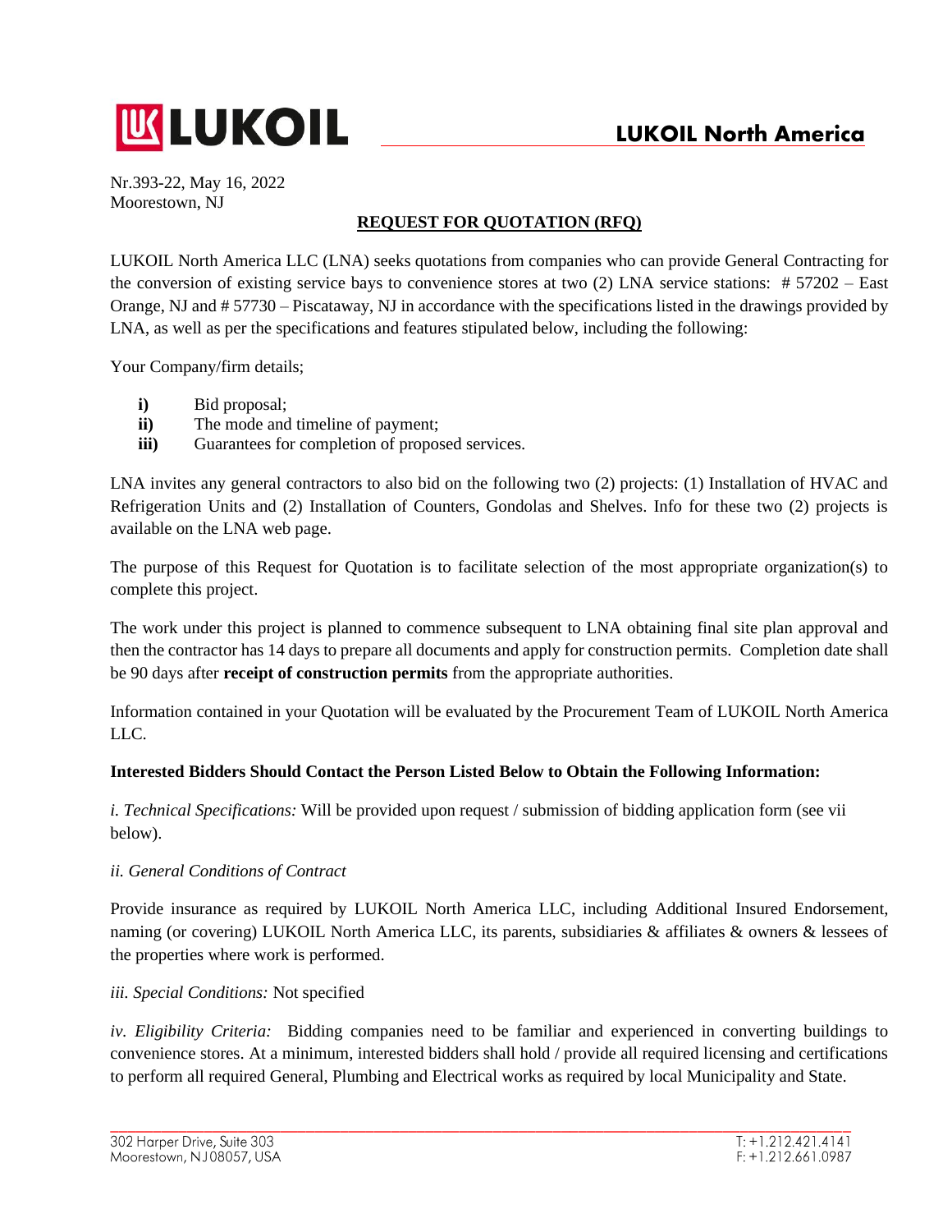LUKOIL

LUKOIL North America

Nr.393-22, May 16, 2022
Moorestown, NJ

**REQUEST FOR QUOTATION (RFQ)**

LUKOIL North America LLC (LNA) seeks quotations from companies who can provide General Contracting for the conversion of existing service bays to convenience stores at two (2) LNA service stations: # 57202 – East Orange, NJ and # 57730 – Piscataway, NJ in accordance with the specifications listed in the drawings provided by LNA, as well as per the specifications and features stipulated below, including the following:

Your Company/firm details;

- **i)** Bid proposal;
- **ii)** The mode and timeline of payment;
- **iii)** Guarantees for completion of proposed services.

LNA invites any general contractors to also bid on the following two (2) projects: (1) Installation of HVAC and Refrigeration Units and (2) Installation of Counters, Gondolas and Shelves. Info for these two (2) projects is available on the LNA web page.

The purpose of this Request for Quotation is to facilitate selection of the most appropriate organization(s) to complete this project.

The work under this project is planned to commence subsequent to LNA obtaining final site plan approval and then the contractor has 14 days to prepare all documents and apply for construction permits. Completion date shall be 90 days after **receipt of construction permits** from the appropriate authorities.

Information contained in your Quotation will be evaluated by the Procurement Team of LUKOIL North America LLC.

**Interested Bidders Should Contact the Person Listed Below to Obtain the Following Information:**

*i. Technical Specifications:* Will be provided upon request / submission of bidding application form (see vii below).

*ii. General Conditions of Contract*

Provide insurance as required by LUKOIL North America LLC, including Additional Insured Endorsement, naming (or covering) LUKOIL North America LLC, its parents, subsidiaries & affiliates & owners & lessees of the properties where work is performed.

*iii. Special Conditions:* Not specified

*iv. Eligibility Criteria:* Bidding companies need to be familiar and experienced in converting buildings to convenience stores. At a minimum, interested bidders shall hold / provide all required licensing and certifications to perform all required General, Plumbing and Electrical works as required by local Municipality and State.

302 Harper Drive, Suite 303
Moorestown, NJ 08057, USA

T: +1.212.421.4141
F: +1.212.661.0987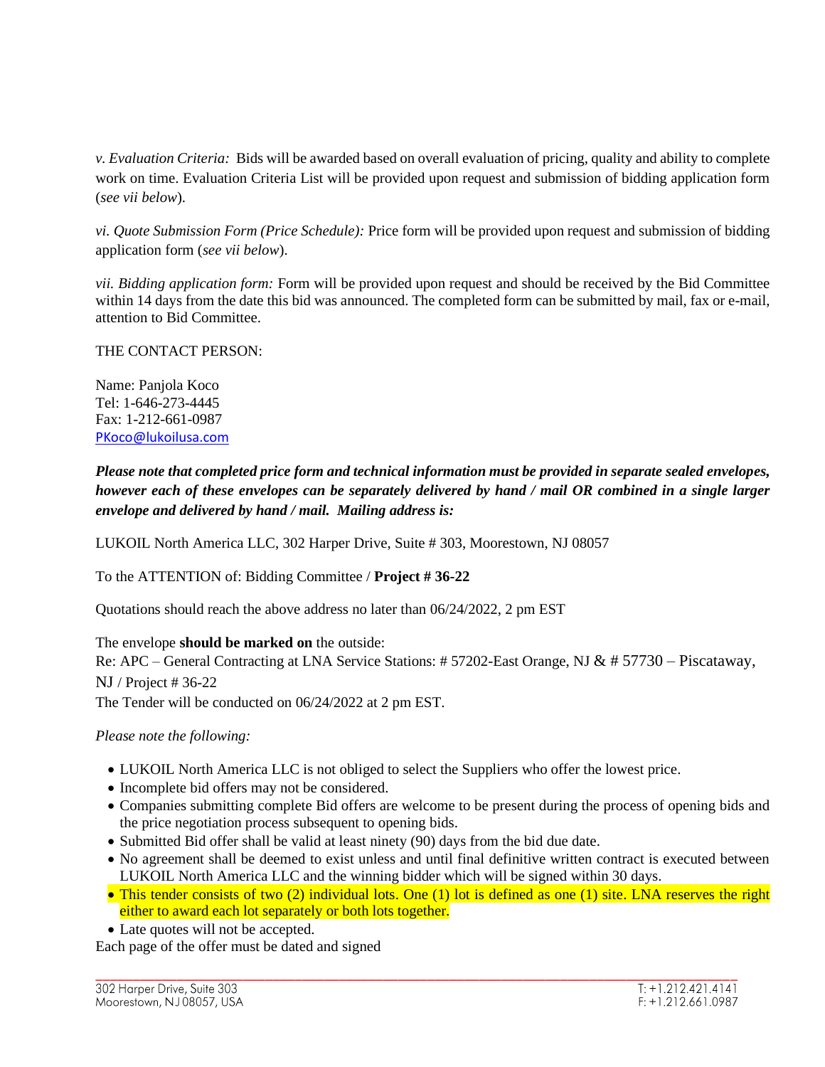*v. Evaluation Criteria:* Bids will be awarded based on overall evaluation of pricing, quality and ability to complete work on time. Evaluation Criteria List will be provided upon request and submission of bidding application form (*see vii below*).

*vi. Quote Submission Form (Price Schedule):* Price form will be provided upon request and submission of bidding application form (*see vii below*).

*vii. Bidding application form:* Form will be provided upon request and should be received by the Bid Committee within 14 days from the date this bid was announced. The completed form can be submitted by mail, fax or e-mail, attention to Bid Committee.

THE CONTACT PERSON:

Name: Panjola Koco
Tel: 1-646-273-4445
Fax: 1-212-661-0987
PKoco@lukoilusa.com

***Please note that completed price form and technical information must be provided in separate sealed envelopes, however each of these envelopes can be separately delivered by hand / mail OR combined in a single larger envelope and delivered by hand / mail. Mailing address is:***

LUKOIL North America LLC, 302 Harper Drive, Suite # 303, Moorestown, NJ 08057

To the ATTENTION of: Bidding Committee / **Project # 36-22**

Quotations should reach the above address no later than 06/24/2022, 2 pm EST

The envelope **should be marked on** the outside:
Re: APC – General Contracting at LNA Service Stations: # 57202-East Orange, NJ & # 57730 – Piscataway, NJ / Project # 36-22
The Tender will be conducted on 06/24/2022 at 2 pm EST.

*Please note the following:*

- LUKOIL North America LLC is not obliged to select the Suppliers who offer the lowest price.
- Incomplete bid offers may not be considered.
- Companies submitting complete Bid offers are welcome to be present during the process of opening bids and the price negotiation process subsequent to opening bids.
- Submitted Bid offer shall be valid at least ninety (90) days from the bid due date.
- No agreement shall be deemed to exist unless and until final definitive written contract is executed between LUKOIL North America LLC and the winning bidder which will be signed within 30 days.
- This tender consists of two (2) individual lots. One (1) lot is defined as one (1) site. LNA reserves the right either to award each lot separately or both lots together.
- Late quotes will not be accepted.

Each page of the offer must be dated and signed